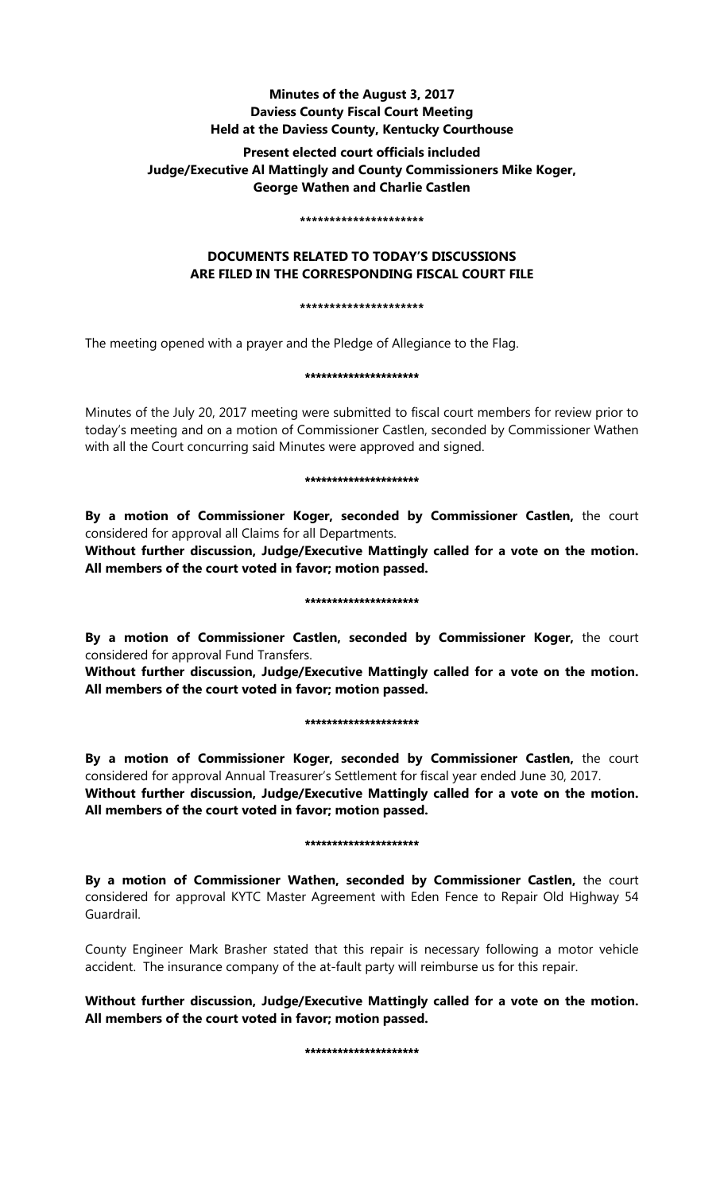**Minutes of the August 3, 2017**
**Daviess County Fiscal Court Meeting**
**Held at the Daviess County, Kentucky Courthouse**

**Present elected court officials included**
**Judge/Executive Al Mattingly and County Commissioners Mike Koger, George Wathen and Charlie Castlen**

*********************

**DOCUMENTS RELATED TO TODAY'S DISCUSSIONS ARE FILED IN THE CORRESPONDING FISCAL COURT FILE**

*********************

The meeting opened with a prayer and the Pledge of Allegiance to the Flag.

*********************

Minutes of the July 20, 2017 meeting were submitted to fiscal court members for review prior to today's meeting and on a motion of Commissioner Castlen, seconded by Commissioner Wathen with all the Court concurring said Minutes were approved and signed.

*********************

**By a motion of Commissioner Koger, seconded by Commissioner Castlen,** the court considered for approval all Claims for all Departments.

**Without further discussion, Judge/Executive Mattingly called for a vote on the motion. All members of the court voted in favor; motion passed.**

*********************

**By a motion of Commissioner Castlen, seconded by Commissioner Koger,** the court considered for approval Fund Transfers.

**Without further discussion, Judge/Executive Mattingly called for a vote on the motion. All members of the court voted in favor; motion passed.**

*********************

**By a motion of Commissioner Koger, seconded by Commissioner Castlen,** the court considered for approval Annual Treasurer's Settlement for fiscal year ended June 30, 2017.

**Without further discussion, Judge/Executive Mattingly called for a vote on the motion. All members of the court voted in favor; motion passed.**

*********************

**By a motion of Commissioner Wathen, seconded by Commissioner Castlen,** the court considered for approval KYTC Master Agreement with Eden Fence to Repair Old Highway 54 Guardrail.

County Engineer Mark Brasher stated that this repair is necessary following a motor vehicle accident. The insurance company of the at-fault party will reimburse us for this repair.

**Without further discussion, Judge/Executive Mattingly called for a vote on the motion. All members of the court voted in favor; motion passed.**

*********************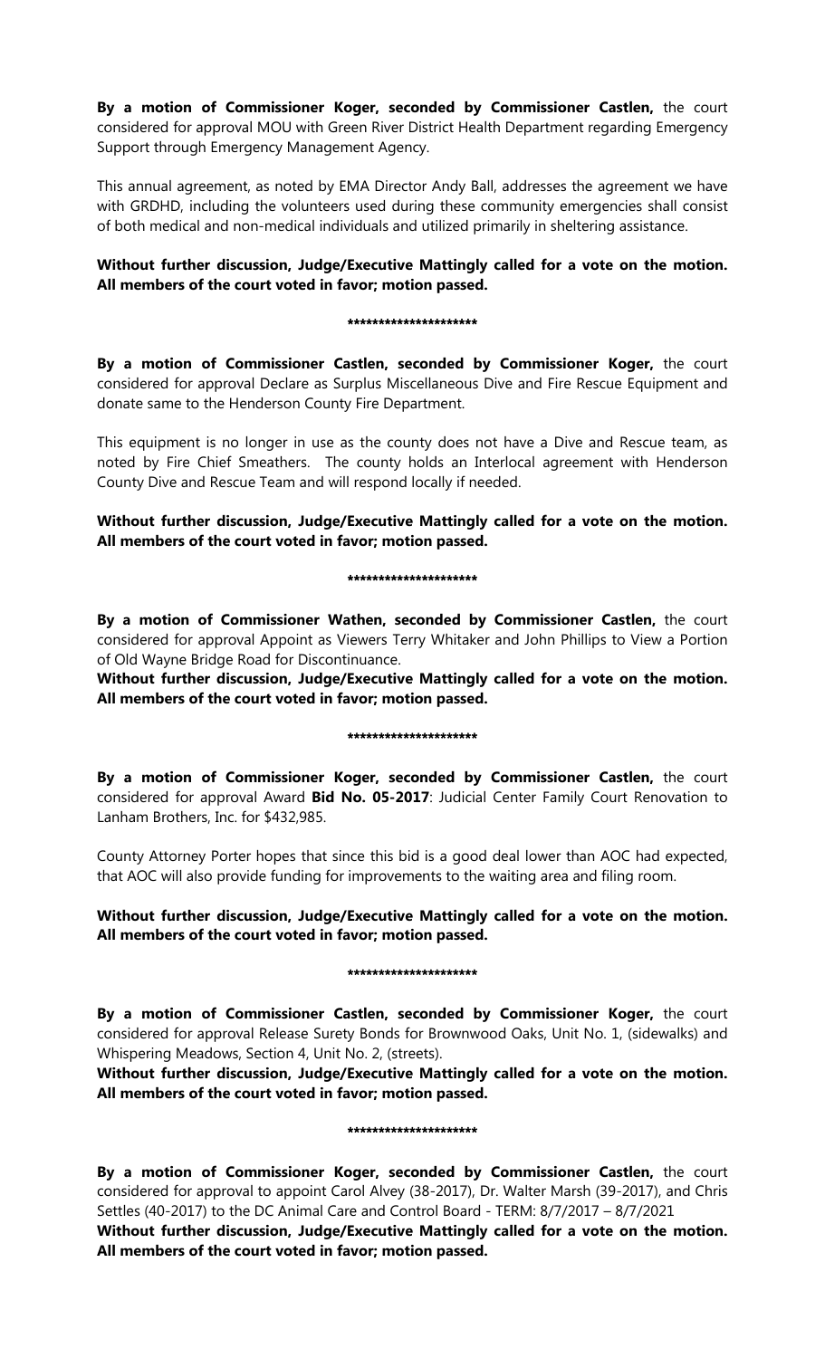**By a motion of Commissioner Koger, seconded by Commissioner Castlen,** the court considered for approval MOU with Green River District Health Department regarding Emergency Support through Emergency Management Agency.

This annual agreement, as noted by EMA Director Andy Ball, addresses the agreement we have with GRDHD, including the volunteers used during these community emergencies shall consist of both medical and non-medical individuals and utilized primarily in sheltering assistance.

**Without further discussion, Judge/Executive Mattingly called for a vote on the motion. All members of the court voted in favor; motion passed.**

**********************

**By a motion of Commissioner Castlen, seconded by Commissioner Koger,** the court considered for approval Declare as Surplus Miscellaneous Dive and Fire Rescue Equipment and donate same to the Henderson County Fire Department.

This equipment is no longer in use as the county does not have a Dive and Rescue team, as noted by Fire Chief Smeathers. The county holds an Interlocal agreement with Henderson County Dive and Rescue Team and will respond locally if needed.

**Without further discussion, Judge/Executive Mattingly called for a vote on the motion. All members of the court voted in favor; motion passed.**

**********************

**By a motion of Commissioner Wathen, seconded by Commissioner Castlen,** the court considered for approval Appoint as Viewers Terry Whitaker and John Phillips to View a Portion of Old Wayne Bridge Road for Discontinuance.

**Without further discussion, Judge/Executive Mattingly called for a vote on the motion. All members of the court voted in favor; motion passed.**

**********************

**By a motion of Commissioner Koger, seconded by Commissioner Castlen,** the court considered for approval Award **Bid No. 05-2017**: Judicial Center Family Court Renovation to Lanham Brothers, Inc. for $432,985.

County Attorney Porter hopes that since this bid is a good deal lower than AOC had expected, that AOC will also provide funding for improvements to the waiting area and filing room.

**Without further discussion, Judge/Executive Mattingly called for a vote on the motion. All members of the court voted in favor; motion passed.**

**********************

**By a motion of Commissioner Castlen, seconded by Commissioner Koger,** the court considered for approval Release Surety Bonds for Brownwood Oaks, Unit No. 1, (sidewalks) and Whispering Meadows, Section 4, Unit No. 2, (streets).

**Without further discussion, Judge/Executive Mattingly called for a vote on the motion. All members of the court voted in favor; motion passed.**

**********************

**By a motion of Commissioner Koger, seconded by Commissioner Castlen,** the court considered for approval to appoint Carol Alvey (38-2017), Dr. Walter Marsh (39-2017), and Chris Settles (40-2017) to the DC Animal Care and Control Board - TERM: 8/7/2017 – 8/7/2021

**Without further discussion, Judge/Executive Mattingly called for a vote on the motion. All members of the court voted in favor; motion passed.**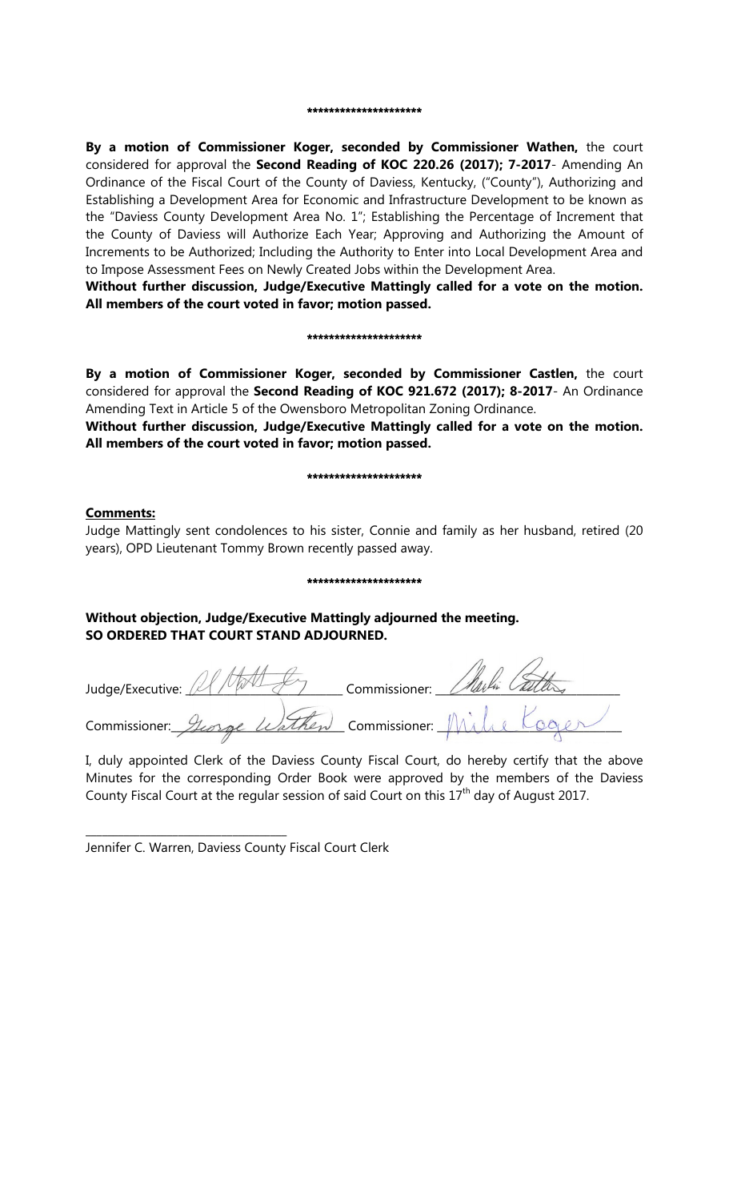*********************

**By a motion of Commissioner Koger, seconded by Commissioner Wathen,** the court considered for approval the **Second Reading of KOC 220.26 (2017); 7-2017**- Amending An Ordinance of the Fiscal Court of the County of Daviess, Kentucky, ("County"), Authorizing and Establishing a Development Area for Economic and Infrastructure Development to be known as the "Daviess County Development Area No. 1"; Establishing the Percentage of Increment that the County of Daviess will Authorize Each Year; Approving and Authorizing the Amount of Increments to be Authorized; Including the Authority to Enter into Local Development Area and to Impose Assessment Fees on Newly Created Jobs within the Development Area.

**Without further discussion, Judge/Executive Mattingly called for a vote on the motion. All members of the court voted in favor; motion passed.**

*********************

**By a motion of Commissioner Koger, seconded by Commissioner Castlen,** the court considered for approval the **Second Reading of KOC 921.672 (2017); 8-2017**- An Ordinance Amending Text in Article 5 of the Owensboro Metropolitan Zoning Ordinance.

**Without further discussion, Judge/Executive Mattingly called for a vote on the motion. All members of the court voted in favor; motion passed.**

*********************

**Comments:**

Judge Mattingly sent condolences to his sister, Connie and family as her husband, retired (20 years), OPD Lieutenant Tommy Brown recently passed away.

*********************

**Without objection, Judge/Executive Mattingly adjourned the meeting.**
**SO ORDERED THAT COURT STAND ADJOURNED.**

Judge/Executive: Al Mattingly Commissioner: Charlie Castlen

Commissioner: George Wathen Commissioner: Mike Koger

I, duly appointed Clerk of the Daviess County Fiscal Court, do hereby certify that the above Minutes for the corresponding Order Book were approved by the members of the Daviess County Fiscal Court at the regular session of said Court on this 17th day of August 2017.

\_\_\_\_\_\_\_\_\_\_\_\_\_\_\_\_\_\_\_\_\_\_\_\_\_\_\_\_\_\_\_\_\_\_\_

Jennifer C. Warren, Daviess County Fiscal Court Clerk